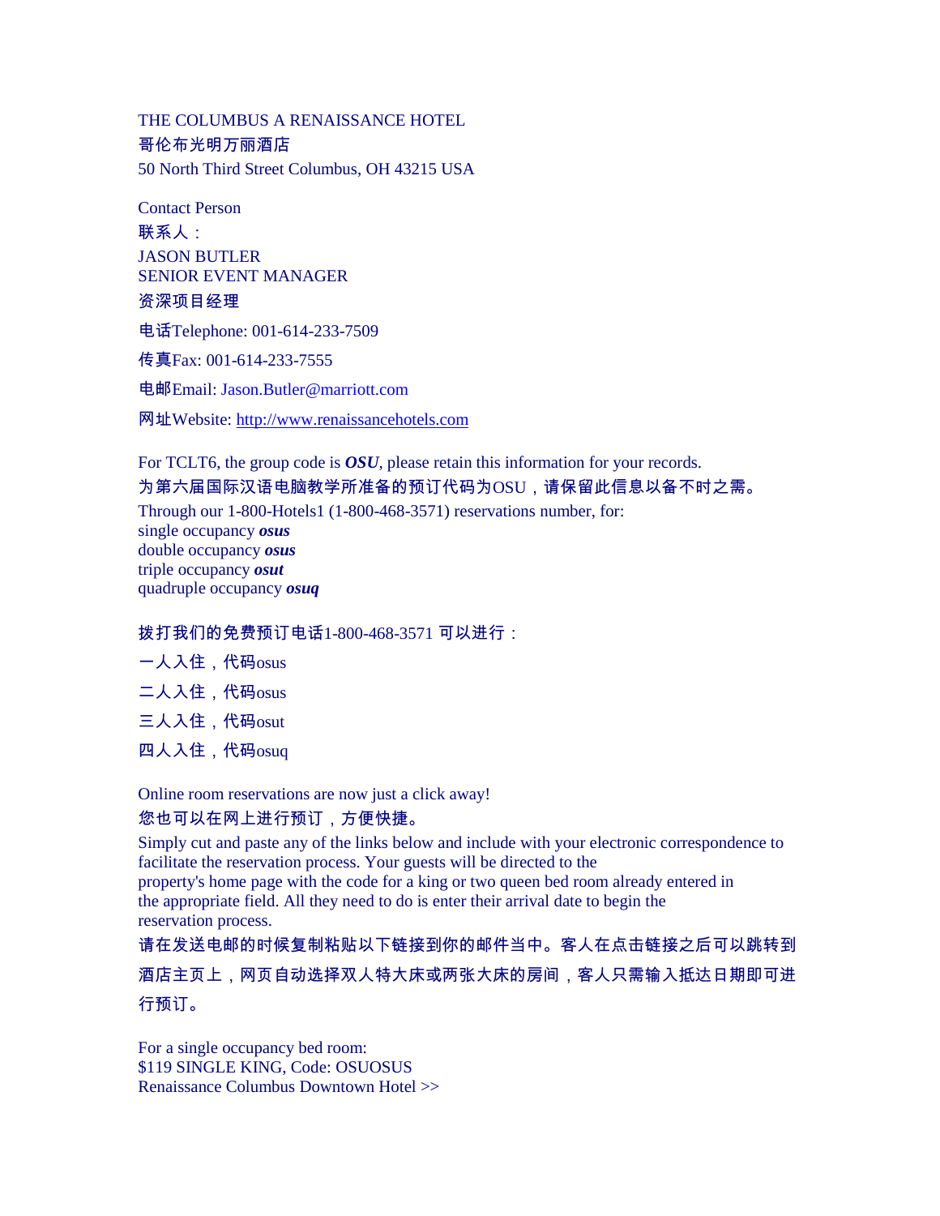THE COLUMBUS A RENAISSANCE HOTEL
哥伦布光明万丽酒店
50 North Third Street Columbus, OH 43215 USA

Contact Person
联系人：
JASON BUTLER
SENIOR EVENT MANAGER
资深项目经理

电话Telephone: 001-614-233-7509

传真Fax: 001-614-233-7555

电邮Email: Jason.Butler@marriott.com

网址Website: http://www.renaissancehotels.com

For TCLT6, the group code is ***OSU***, please retain this information for your records.
为第六届国际汉语电脑教学所准备的预订代码为OSU，请保留此信息以备不时之需。
Through our 1-800-Hotels1 (1-800-468-3571) reservations number, for:
single occupancy ***osus***
double occupancy ***osus***
triple occupancy ***osut***
quadruple occupancy ***osuq***

拨打我们的免费预订电话1-800-468-3571 可以进行：

一人入住，代码osus

二人入住，代码osus

三人入住，代码osut

四人入住，代码osuq

Online room reservations are now just a click away!
您也可以在网上进行预订，方便快捷。
Simply cut and paste any of the links below and include with your electronic correspondence to facilitate the reservation process. Your guests will be directed to the property's home page with the code for a king or two queen bed room already entered in the appropriate field. All they need to do is enter their arrival date to begin the reservation process.
请在发送电邮的时候复制粘贴以下链接到你的邮件当中。客人在点击链接之后可以跳转到酒店主页上，网页自动选择双人特大床或两张大床的房间，客人只需输入抵达日期即可进行预订。

For a single occupancy bed room:
$119 SINGLE KING, Code: OSUOSUS
Renaissance Columbus Downtown Hotel >>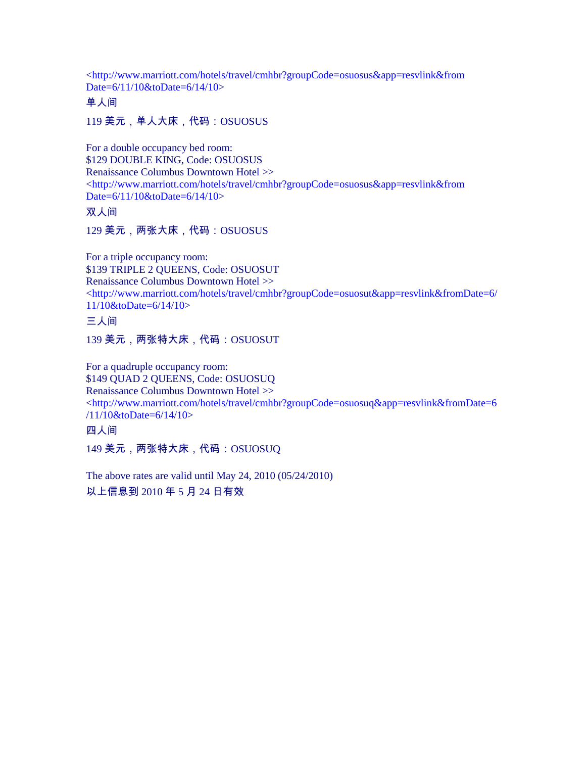<http://www.marriott.com/hotels/travel/cmhbr?groupCode=osuosus&app=resvlink&fromDate=6/11/10&toDate=6/14/10>

单人间

119 美元，单人大床，代码：OSUOSUS

For a double occupancy bed room:
$129 DOUBLE KING, Code: OSUOSUS
Renaissance Columbus Downtown Hotel >>
<http://www.marriott.com/hotels/travel/cmhbr?groupCode=osuosus&app=resvlink&fromDate=6/11/10&toDate=6/14/10>

双人间

129 美元，两张大床，代码：OSUOSUS

For a triple occupancy room:
$139 TRIPLE 2 QUEENS, Code: OSUOSUT
Renaissance Columbus Downtown Hotel >>
<http://www.marriott.com/hotels/travel/cmhbr?groupCode=osuosut&app=resvlink&fromDate=6/11/10&toDate=6/14/10>

三人间

139 美元，两张特大床，代码：OSUOSUT

For a quadruple occupancy room:
$149 QUAD 2 QUEENS, Code: OSUOSUQ
Renaissance Columbus Downtown Hotel >>
<http://www.marriott.com/hotels/travel/cmhbr?groupCode=osuosuq&app=resvlink&fromDate=6/11/10&toDate=6/14/10>

四人间

149 美元，两张特大床，代码：OSUOSUQ

The above rates are valid until May 24, 2010 (05/24/2010)
以上信息到 2010 年 5 月 24 日有效